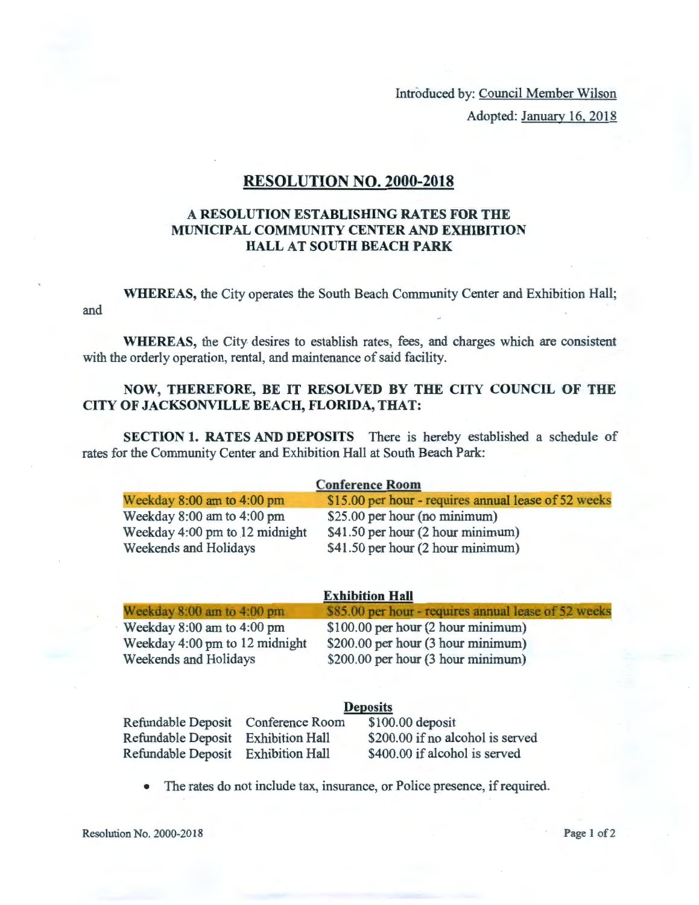Introduced by: Council Member Wilson

Adopted: January 16, 2018

# RESOLUTION NO. 2000-2018

## A RESOLUTION ESTABLISHING RATES FOR THE MUNICIPAL COMMUNITY CENTER AND EXHIBITION HALL AT SOUTH BEACH PARK

**WHEREAS,** the City operates the South Beach Community Center and Exhibition Hall; and

**WHEREAS,** the City desires to establish rates, fees, and charges which are consistent with the orderly operation, rental, and maintenance of said facility.

**NOW, THEREFORE, BE IT RESOLVED BY THE CITY COUNCIL OF THE CITY OF JACKSONVILLE BEACH, FLORIDA, THAT:**

**SECTION 1. RATES AND DEPOSITS** There is hereby established a schedule of rates for the Community Center and Exhibition Hall at South Beach Park:

**Conference Room**

| | |
|---|---|
| Weekday 8:00 am to 4:00 pm | $15.00 per hour - requires annual lease of 52 weeks |
| Weekday 8:00 am to 4:00 pm | $25.00 per hour (no minimum) |
| Weekday 4:00 pm to 12 midnight | $41.50 per hour (2 hour minimum) |
| Weekends and Holidays | $41.50 per hour (2 hour minimum) |

**Exhibition Hall**

| | |
|---|---|
| Weekday 8:00 am to 4:00 pm | $85.00 per hour - requires annual lease of 52 weeks |
| Weekday 8:00 am to 4:00 pm | $100.00 per hour (2 hour minimum) |
| Weekday 4:00 pm to 12 midnight | $200.00 per hour (3 hour minimum) |
| Weekends and Holidays | $200.00 per hour (3 hour minimum) |

**Deposits**

| | | |
|---|---|---|
| Refundable Deposit | Conference Room | $100.00 deposit |
| Refundable Deposit | Exhibition Hall | $200.00 if no alcohol is served |
| Refundable Deposit | Exhibition Hall | $400.00 if alcohol is served |

- The rates do not include tax, insurance, or Police presence, if required.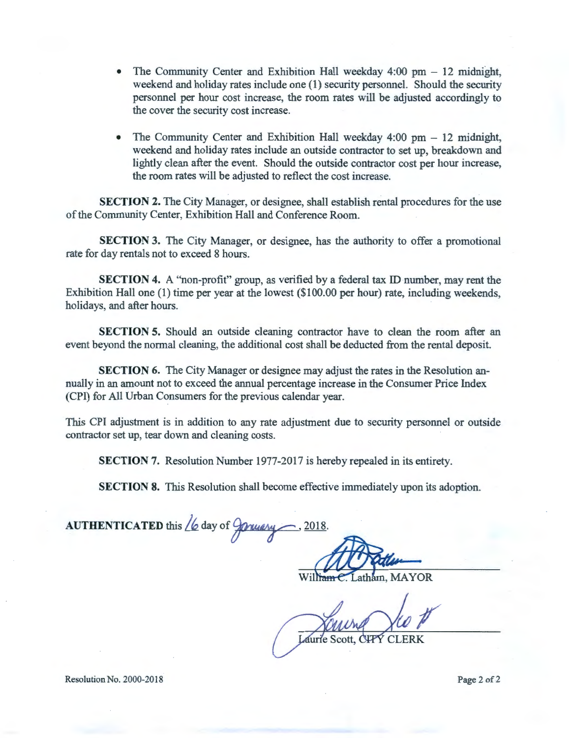- The Community Center and Exhibition Hall weekday 4:00 pm – 12 midnight, weekend and holiday rates include one (1) security personnel. Should the security personnel per hour cost increase, the room rates will be adjusted accordingly to the cover the security cost increase.

- The Community Center and Exhibition Hall weekday 4:00 pm – 12 midnight, weekend and holiday rates include an outside contractor to set up, breakdown and lightly clean after the event. Should the outside contractor cost per hour increase, the room rates will be adjusted to reflect the cost increase.

**SECTION 2.** The City Manager, or designee, shall establish rental procedures for the use of the Community Center, Exhibition Hall and Conference Room.

**SECTION 3.** The City Manager, or designee, has the authority to offer a promotional rate for day rentals not to exceed 8 hours.

**SECTION 4.** A "non-profit" group, as verified by a federal tax ID number, may rent the Exhibition Hall one (1) time per year at the lowest ($100.00 per hour) rate, including weekends, holidays, and after hours.

**SECTION 5.** Should an outside cleaning contractor have to clean the room after an event beyond the normal cleaning, the additional cost shall be deducted from the rental deposit.

**SECTION 6.** The City Manager or designee may adjust the rates in the Resolution annually in an amount not to exceed the annual percentage increase in the Consumer Price Index (CPI) for All Urban Consumers for the previous calendar year.

This CPI adjustment is in addition to any rate adjustment due to security personnel or outside contractor set up, tear down and cleaning costs.

**SECTION 7.** Resolution Number 1977-2017 is hereby repealed in its entirety.

**SECTION 8.** This Resolution shall become effective immediately upon its adoption.

**AUTHENTICATED** this 16 day of January, 2018.

William C. Latham, MAYOR

Laurie Scott, CITY CLERK

Resolution No. 2000-2018